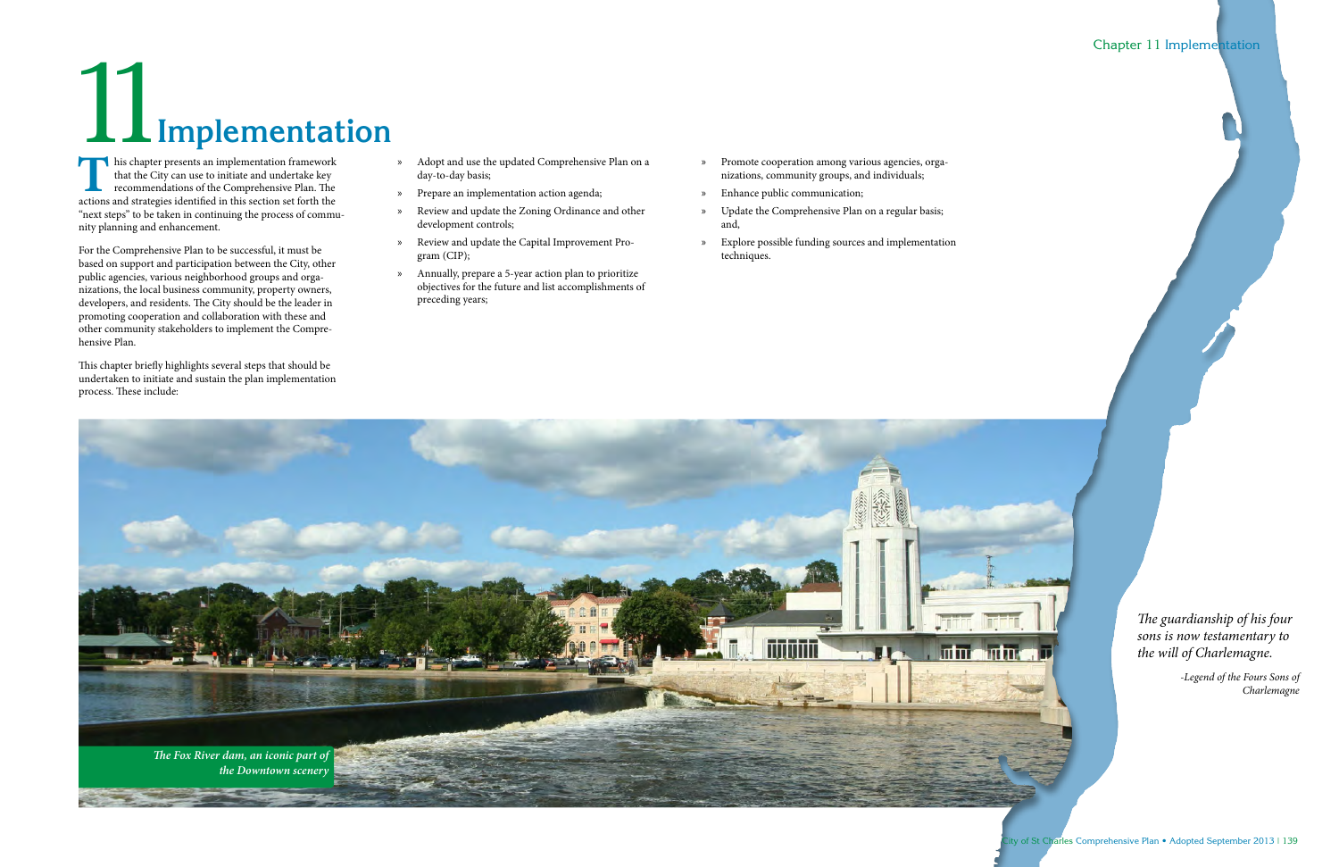# 11 Implementation

This chapter presents an implementation framework that the City can use to initiate and undertake key recommendations of the Comprehensive Plan. The actions and strategies identified in this section set forth the "next steps" to be taken in continuing the process of community planning and enhancement.

For the Comprehensive Plan to be successful, it must be based on support and participation between the City, other public agencies, various neighborhood groups and organizations, the local business community, property owners, developers, and residents. The City should be the leader in promoting cooperation and collaboration with these and other community stakeholders to implement the Comprehensive Plan.

This chapter briefly highlights several steps that should be undertaken to initiate and sustain the plan implementation process. These include:

- Adopt and use the updated Comprehensive Plan on a day-to-day basis;
- Prepare an implementation action agenda;
- Review and update the Zoning Ordinance and other development controls;
- Review and update the Capital Improvement Program (CIP);
- Annually, prepare a 5-year action plan to prioritize objectives for the future and list accomplishments of preceding years;
- Promote cooperation among various agencies, organizations, community groups, and individuals;
- Enhance public communication;
- Update the Comprehensive Plan on a regular basis; and,
- Explore possible funding sources and implementation techniques.

*The Fox River dam, an iconic part of the Downtown scenery*

*The guardianship of his four sons is now testamentary to the will of Charlemagne.*

*-Legend of the Fours Sons of Charlemagne*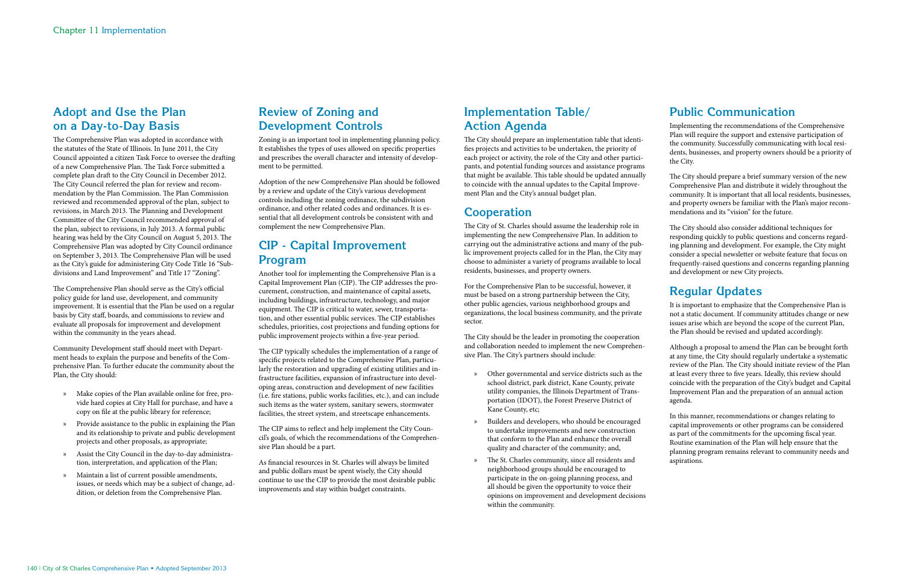## Adopt and Use the Plan on a Day-to-Day Basis

The Comprehensive Plan was adopted in accordance with the statutes of the State of Illinois. In June 2011, the City Council appointed a citizen Task Force to oversee the drafting of a new Comprehensive Plan. The Task Force submitted a complete plan draft to the City Council in December 2012. The City Council referred the plan for review and recommendation by the Plan Commission. The Plan Commission reviewed and recommended approval of the plan, subject to revisions, in March 2013. The Planning and Development Committee of the City Council recommended approval of the plan, subject to revisions, in July 2013. A formal public hearing was held by the City Council on August 5, 2013. The Comprehensive Plan was adopted by City Council ordinance on September 3, 2013. The Comprehensive Plan will be used as the City's guide for administering City Code Title 16 "Subdivisions and Land Improvement" and Title 17 "Zoning".

The Comprehensive Plan should serve as the City's official policy guide for land use, development, and community improvement. It is essential that the Plan be used on a regular basis by City staff, boards, and commissions to review and evaluate all proposals for improvement and development within the community in the years ahead.

Community Development staff should meet with Department heads to explain the purpose and benefits of the Comprehensive Plan. To further educate the community about the Plan, the City should:

- Make copies of the Plan available online for free, provide hard copies at City Hall for purchase, and have a copy on file at the public library for reference;
- Provide assistance to the public in explaining the Plan and its relationship to private and public development projects and other proposals, as appropriate;
- Assist the City Council in the day-to-day administration, interpretation, and application of the Plan;
- Maintain a list of current possible amendments, issues, or needs which may be a subject of change, addition, or deletion from the Comprehensive Plan.

## Review of Zoning and Development Controls

Zoning is an important tool in implementing planning policy. It establishes the types of uses allowed on specific properties and prescribes the overall character and intensity of development to be permitted.

Adoption of the new Comprehensive Plan should be followed by a review and update of the City's various development controls including the zoning ordinance, the subdivision ordinance, and other related codes and ordinances. It is essential that all development controls be consistent with and complement the new Comprehensive Plan.

## CIP - Capital Improvement Program

Another tool for implementing the Comprehensive Plan is a Capital Improvement Plan (CIP). The CIP addresses the procurement, construction, and maintenance of capital assets, including buildings, infrastructure, technology, and major equipment. The CIP is critical to water, sewer, transportation, and other essential public services. The CIP establishes schedules, priorities, cost projections and funding options for public improvement projects within a five-year period.

The CIP typically schedules the implementation of a range of specific projects related to the Comprehensive Plan, particularly the restoration and upgrading of existing utilities and infrastructure facilities, expansion of infrastructure into developing areas, construction and development of new facilities (i.e. fire stations, public works facilities, etc.), and can include such items as the water system, sanitary sewers, stormwater facilities, the street system, and streetscape enhancements.

The CIP aims to reflect and help implement the City Council's goals, of which the recommendations of the Comprehensive Plan should be a part.

As financial resources in St. Charles will always be limited and public dollars must be spent wisely, the City should continue to use the CIP to provide the most desirable public improvements and stay within budget constraints.

## Implementation Table/ Action Agenda

The City should prepare an implementation table that identifies projects and activities to be undertaken, the priority of each project or activity, the role of the City and other participants, and potential funding sources and assistance programs that might be available. This table should be updated annually to coincide with the annual updates to the Capital Improvement Plan and the City's annual budget plan.

## Cooperation

The City of St. Charles should assume the leadership role in implementing the new Comprehensive Plan. In addition to carrying out the administrative actions and many of the public improvement projects called for in the Plan, the City may choose to administer a variety of programs available to local residents, businesses, and property owners.

For the Comprehensive Plan to be successful, however, it must be based on a strong partnership between the City, other public agencies, various neighborhood groups and organizations, the local business community, and the private sector.

The City should be the leader in promoting the cooperation and collaboration needed to implement the new Comprehensive Plan. The City's partners should include:

- Other governmental and service districts such as the school district, park district, Kane County, private utility companies, the Illinois Department of Transportation (IDOT), the Forest Preserve District of Kane County, etc;
- Builders and developers, who should be encouraged to undertake improvements and new construction that conform to the Plan and enhance the overall quality and character of the community; and,
- The St. Charles community, since all residents and neighborhood groups should be encouraged to participate in the on-going planning process, and all should be given the opportunity to voice their opinions on improvement and development decisions within the community.

## Public Communication

Implementing the recommendations of the Comprehensive Plan will require the support and extensive participation of the community. Successfully communicating with local residents, businesses, and property owners should be a priority of the City.

The City should prepare a brief summary version of the new Comprehensive Plan and distribute it widely throughout the community. It is important that all local residents, businesses, and property owners be familiar with the Plan's major recommendations and its "vision" for the future.

The City should also consider additional techniques for responding quickly to public questions and concerns regarding planning and development. For example, the City might consider a special newsletter or website feature that focus on frequently-raised questions and concerns regarding planning and development or new City projects.

## Regular Updates

It is important to emphasize that the Comprehensive Plan is not a static document. If community attitudes change or new issues arise which are beyond the scope of the current Plan, the Plan should be revised and updated accordingly.

Although a proposal to amend the Plan can be brought forth at any time, the City should regularly undertake a systematic review of the Plan. The City should initiate review of the Plan at least every three to five years. Ideally, this review should coincide with the preparation of the City's budget and Capital Improvement Plan and the preparation of an annual action agenda.

In this manner, recommendations or changes relating to capital improvements or other programs can be considered as part of the commitments for the upcoming fiscal year. Routine examination of the Plan will help ensure that the planning program remains relevant to community needs and aspirations.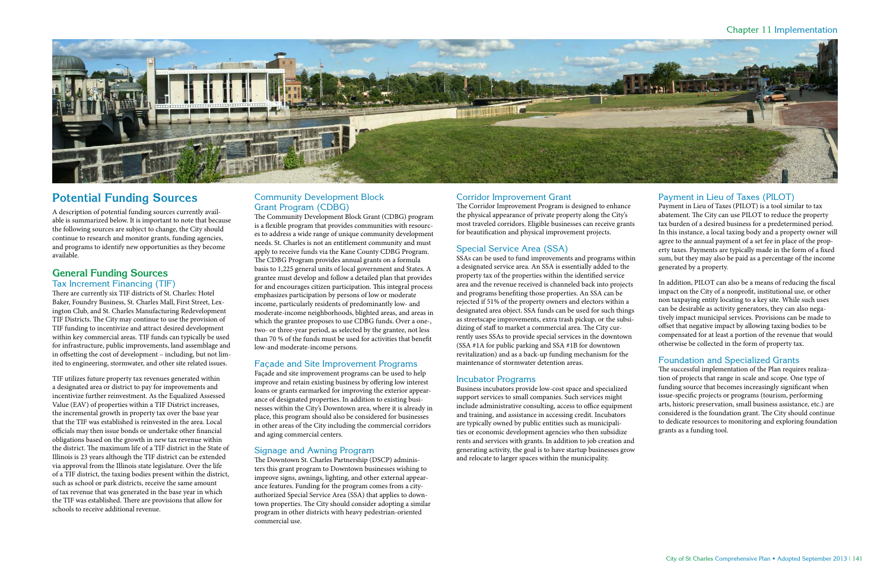# Potential Funding Sources

A description of potential funding sources currently available is summarized below. It is important to note that because the following sources are subject to change, the City should continue to research and monitor grants, funding agencies, and programs to identify new opportunities as they become available.

## General Funding Sources

### Tax Increment Financing (TIF)

There are currently six TIF districts of St. Charles: Hotel Baker, Foundry Business, St. Charles Mall, First Street, Lexington Club, and St. Charles Manufacturing Redevelopment TIF Districts. The City may continue to use the provision of TIF funding to incentivize and attract desired development within key commercial areas. TIF funds can typically be used for infrastructure, public improvements, land assemblage and in offsetting the cost of development – including, but not limited to engineering, stormwater, and other site related issues.

TIF utilizes future property tax revenues generated within a designated area or district to pay for improvements and incentivize further reinvestment. As the Equalized Assessed Value (EAV) of properties within a TIF District increases, the incremental growth in property tax over the base year that the TIF was established is reinvested in the area. Local officials may then issue bonds or undertake other financial obligations based on the growth in new tax revenue within the district. The maximum life of a TIF district in the State of Illinois is 23 years although the TIF district can be extended via approval from the Illinois state legislature. Over the life of a TIF district, the taxing bodies present within the district, such as school or park districts, receive the same amount of tax revenue that was generated in the base year in which the TIF was established. There are provisions that allow for schools to receive additional revenue.

### Community Development Block Grant Program (CDBG)

The Community Development Block Grant (CDBG) program is a flexible program that provides communities with resources to address a wide range of unique community development needs. St. Charles is not an entitlement community and must apply to receive funds via the Kane County CDBG Program. The CDBG Program provides annual grants on a formula basis to 1,225 general units of local government and States. A grantee must develop and follow a detailed plan that provides for and encourages citizen participation. This integral process emphasizes participation by persons of low or moderate income, particularly residents of predominantly low- and moderate-income neighborhoods, blighted areas, and areas in which the grantee proposes to use CDBG funds. Over a one-, two- or three-year period, as selected by the grantee, not less than 70 % of the funds must be used for activities that benefit low-and moderate-income persons.

### Façade and Site Improvement Programs

Façade and site improvement programs can be used to help improve and retain existing business by offering low interest loans or grants earmarked for improving the exterior appearance of designated properties. In addition to existing businesses within the City's Downtown area, where it is already in place, this program should also be considered for businesses in other areas of the City including the commercial corridors and aging commercial centers.

### Signage and Awning Program

The Downtown St. Charles Partnership (DSCP) administers this grant program to Downtown businesses wishing to improve signs, awnings, lighting, and other external appearance features. Funding for the program comes from a city-authorized Special Service Area (SSA) that applies to downtown properties. The City should consider adopting a similar program in other districts with heavy pedestrian-oriented commercial use.

### Corridor Improvement Grant

The Corridor Improvement Program is designed to enhance the physical appearance of private property along the City's most traveled corridors. Eligible businesses can receive grants for beautification and physical improvement projects.

### Special Service Area (SSA)

SSAs can be used to fund improvements and programs within a designated service area. An SSA is essentially added to the property tax of the properties within the identified service area and the revenue received is channeled back into projects and programs benefiting those properties. An SSA can be rejected if 51% of the property owners and electors within a designated area object. SSA funds can be used for such things as streetscape improvements, extra trash pickup, or the subsidizing of staff to market a commercial area. The City currently uses SSAs to provide special services in the downtown (SSA #1A for public parking and SSA #1B for downtown revitalization) and as a back-up funding mechanism for the maintenance of stormwater detention areas.

### Incubator Programs

Business incubators provide low-cost space and specialized support services to small companies. Such services might include administrative consulting, access to office equipment and training, and assistance in accessing credit. Incubators are typically owned by public entities such as municipalities or economic development agencies who then subsidize rents and services with grants. In addition to job creation and generating activity, the goal is to have startup businesses grow and relocate to larger spaces within the municipality.

### Payment in Lieu of Taxes (PILOT)

Payment in Lieu of Taxes (PILOT) is a tool similar to tax abatement. The City can use PILOT to reduce the property tax burden of a desired business for a predetermined period. In this instance, a local taxing body and a property owner will agree to the annual payment of a set fee in place of the property taxes. Payments are typically made in the form of a fixed sum, but they may also be paid as a percentage of the income generated by a property.

In addition, PILOT can also be a means of reducing the fiscal impact on the City of a nonprofit, institutional use, or other non taxpaying entity locating to a key site. While such uses can be desirable as activity generators, they can also negatively impact municipal services. Provisions can be made to offset that negative impact by allowing taxing bodies to be compensated for at least a portion of the revenue that would otherwise be collected in the form of property tax.

### Foundation and Specialized Grants

The successful implementation of the Plan requires realization of projects that range in scale and scope. One type of funding source that becomes increasingly significant when issue-specific projects or programs (tourism, performing arts, historic preservation, small business assistance, etc.) are considered is the foundation grant. The City should continue to dedicate resources to monitoring and exploring foundation grants as a funding tool.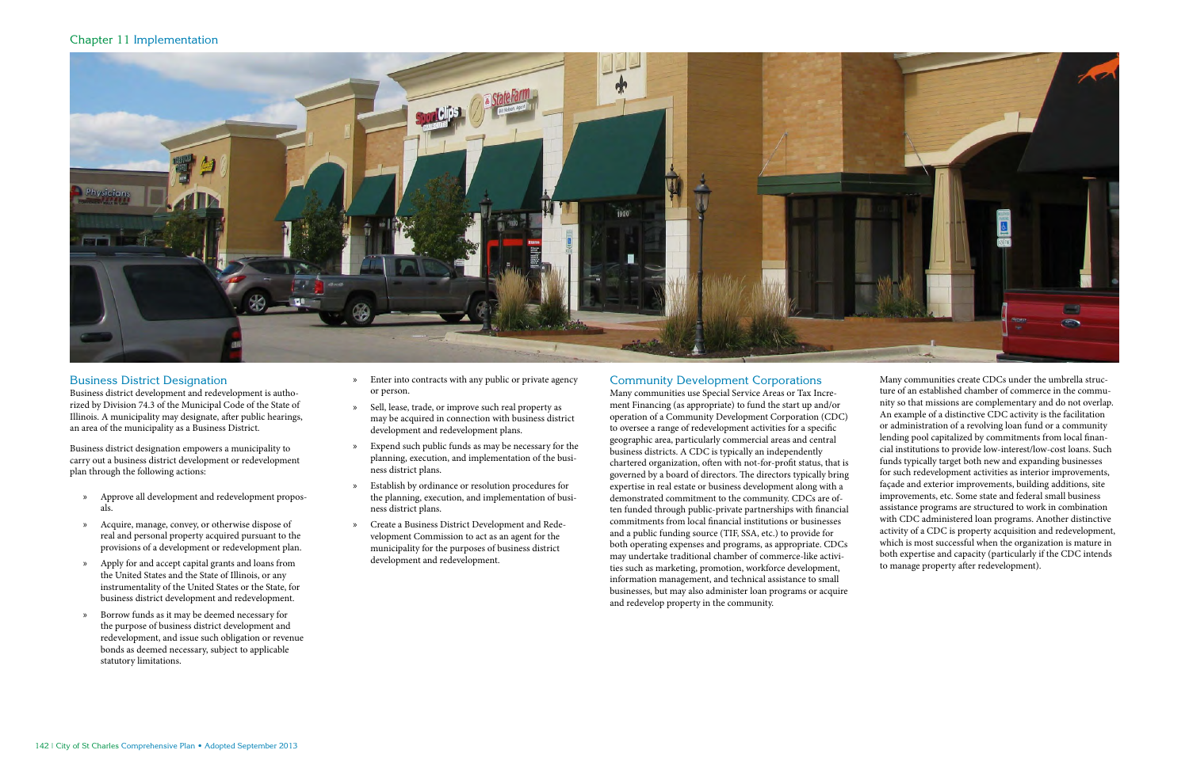## Business District Designation

Business district development and redevelopment is authorized by Division 74.3 of the Municipal Code of the State of Illinois. A municipality may designate, after public hearings, an area of the municipality as a Business District.

Business district designation empowers a municipality to carry out a business district development or redevelopment plan through the following actions:

- Approve all development and redevelopment proposals.
- Acquire, manage, convey, or otherwise dispose of real and personal property acquired pursuant to the provisions of a development or redevelopment plan.
- Apply for and accept capital grants and loans from the United States and the State of Illinois, or any instrumentality of the United States or the State, for business district development and redevelopment.
- Borrow funds as it may be deemed necessary for the purpose of business district development and redevelopment, and issue such obligation or revenue bonds as deemed necessary, subject to applicable statutory limitations.
- Enter into contracts with any public or private agency or person.
- Sell, lease, trade, or improve such real property as may be acquired in connection with business district development and redevelopment plans.
- Expend such public funds as may be necessary for the planning, execution, and implementation of the business district plans.
- Establish by ordinance or resolution procedures for the planning, execution, and implementation of business district plans.
- Create a Business District Development and Redevelopment Commission to act as an agent for the municipality for the purposes of business district development and redevelopment.

## Community Development Corporations

Many communities use Special Service Areas or Tax Increment Financing (as appropriate) to fund the start up and/or operation of a Community Development Corporation (CDC) to oversee a range of redevelopment activities for a specific geographic area, particularly commercial areas and central business districts. A CDC is typically an independently chartered organization, often with not-for-profit status, that is governed by a board of directors. The directors typically bring expertise in real estate or business development along with a demonstrated commitment to the community. CDCs are often funded through public-private partnerships with financial commitments from local financial institutions or businesses and a public funding source (TIF, SSA, etc.) to provide for both operating expenses and programs, as appropriate. CDCs may undertake traditional chamber of commerce-like activities such as marketing, promotion, workforce development, information management, and technical assistance to small businesses, but may also administer loan programs or acquire and redevelop property in the community.

Many communities create CDCs under the umbrella structure of an established chamber of commerce in the community so that missions are complementary and do not overlap. An example of a distinctive CDC activity is the facilitation or administration of a revolving loan fund or a community lending pool capitalized by commitments from local financial institutions to provide low-interest/low-cost loans. Such funds typically target both new and expanding businesses for such redevelopment activities as interior improvements, façade and exterior improvements, building additions, site improvements, etc. Some state and federal small business assistance programs are structured to work in combination with CDC administered loan programs. Another distinctive activity of a CDC is property acquisition and redevelopment, which is most successful when the organization is mature in both expertise and capacity (particularly if the CDC intends to manage property after redevelopment).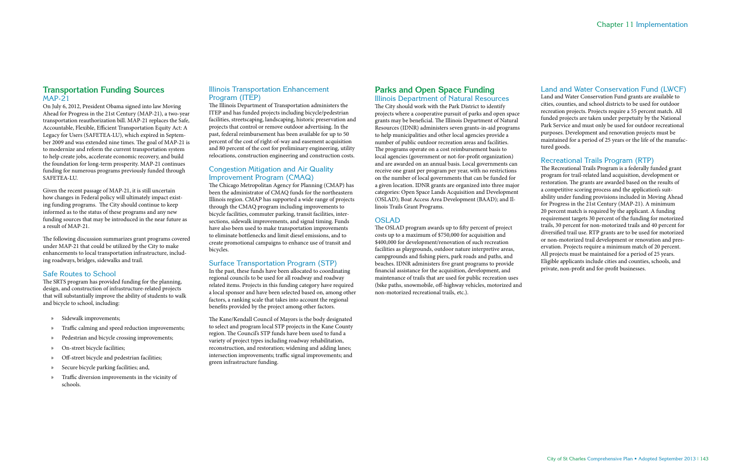## Transportation Funding Sources

### MAP-21

On July 6, 2012, President Obama signed into law Moving Ahead for Progress in the 21st Century (MAP-21), a two-year transportation reauthorization bill. MAP-21 replaces the Safe, Accountable, Flexible, Efficient Transportation Equity Act: A Legacy for Users (SAFETEA-LU), which expired in September 2009 and was extended nine times. The goal of MAP-21 is to modernize and reform the current transportation system to help create jobs, accelerate economic recovery, and build the foundation for long-term prosperity. MAP-21 continues funding for numerous programs previously funded through SAFETEA-LU.

Given the recent passage of MAP-21, it is still uncertain how changes in Federal policy will ultimately impact existing funding programs. The City should continue to keep informed as to the status of these programs and any new funding sources that may be introduced in the near future as a result of MAP-21.

The following discussion summarizes grant programs covered under MAP-21 that could be utilized by the City to make enhancements to local transportation infrastructure, including roadways, bridges, sidewalks and trail.

### Safe Routes to School

The SRTS program has provided funding for the planning, design, and construction of infrastructure-related projects that will substantially improve the ability of students to walk and bicycle to school, including:

- Sidewalk improvements;
- Traffic calming and speed reduction improvements;
- Pedestrian and bicycle crossing improvements;
- On-street bicycle facilities;
- Off-street bicycle and pedestrian facilities;
- Secure bicycle parking facilities; and,
- Traffic diversion improvements in the vicinity of schools.

### Illinois Transportation Enhancement Program (ITEP)

The Illinois Department of Transportation administers the ITEP and has funded projects including bicycle/pedestrian facilities, streetscaping, landscaping, historic preservation and projects that control or remove outdoor advertising. In the past, federal reimbursement has been available for up to 50 percent of the cost of right-of-way and easement acquisition and 80 percent of the cost for preliminary engineering, utility relocations, construction engineering and construction costs.

### Congestion Mitigation and Air Quality Improvement Program (CMAQ)

The Chicago Metropolitan Agency for Planning (CMAP) has been the administrator of CMAQ funds for the northeastern Illinois region. CMAP has supported a wide range of projects through the CMAQ program including improvements to bicycle facilities, commuter parking, transit facilities, intersections, sidewalk improvements, and signal timing. Funds have also been used to make transportation improvements to eliminate bottlenecks and limit diesel emissions, and to create promotional campaigns to enhance use of transit and bicycles.

### Surface Transportation Program (STP)

In the past, these funds have been allocated to coordinating regional councils to be used for all roadway and roadway related items. Projects in this funding category have required a local sponsor and have been selected based on, among other factors, a ranking scale that takes into account the regional benefits provided by the project among other factors.

The Kane/Kendall Council of Mayors is the body designated to select and program local STP projects in the Kane County region. The Council's STP funds have been used to fund a variety of project types including roadway rehabilitation, reconstruction, and restoration; widening and adding lanes; intersection improvements; traffic signal improvements; and green infrastructure funding.

## Parks and Open Space Funding

### Illinois Department of Natural Resources

The City should work with the Park District to identify projects where a cooperative pursuit of parks and open space grants may be beneficial. The Illinois Department of Natural Resources (IDNR) administers seven grants-in-aid programs to help municipalities and other local agencies provide a number of public outdoor recreation areas and facilities. The programs operate on a cost reimbursement basis to local agencies (government or not-for-profit organization) and are awarded on an annual basis. Local governments can receive one grant per program per year, with no restrictions on the number of local governments that can be funded for a given location. IDNR grants are organized into three major categories: Open Space Lands Acquisition and Development (OSLAD); Boat Access Area Development (BAAD); and Illinois Trails Grant Programs.

### OSLAD

The OSLAD program awards up to fifty percent of project costs up to a maximum of $750,000 for acquisition and $400,000 for development/renovation of such recreation facilities as playgrounds, outdoor nature interpretive areas, campgrounds and fishing piers, park roads and paths, and beaches. IDNR administers five grant programs to provide financial assistance for the acquisition, development, and maintenance of trails that are used for public recreation uses (bike paths, snowmobile, off-highway vehicles, motorized and non-motorized recreational trails, etc.).

### Land and Water Conservation Fund (LWCF)

Land and Water Conservation Fund grants are available to cities, counties, and school districts to be used for outdoor recreation projects. Projects require a 55 percent match. All funded projects are taken under perpetuity by the National Park Service and must only be used for outdoor recreational purposes. Development and renovation projects must be maintained for a period of 25 years or the life of the manufactured goods.

### Recreational Trails Program (RTP)

The Recreational Trails Program is a federally funded grant program for trail-related land acquisition, development or restoration. The grants are awarded based on the results of a competitive scoring process and the application's suitability under funding provisions included in Moving Ahead for Progress in the 21st Century (MAP-21). A minimum 20 percent match is required by the applicant. A funding requirement targets 30 percent of the funding for motorized trails, 30 percent for non-motorized trails and 40 percent for diversified trail use. RTP grants are to be used for motorized or non-motorized trail development or renovation and preservation. Projects require a minimum match of 20 percent. All projects must be maintained for a period of 25 years. Eligible applicants include cities and counties, schools, and private, non-profit and for-profit businesses.